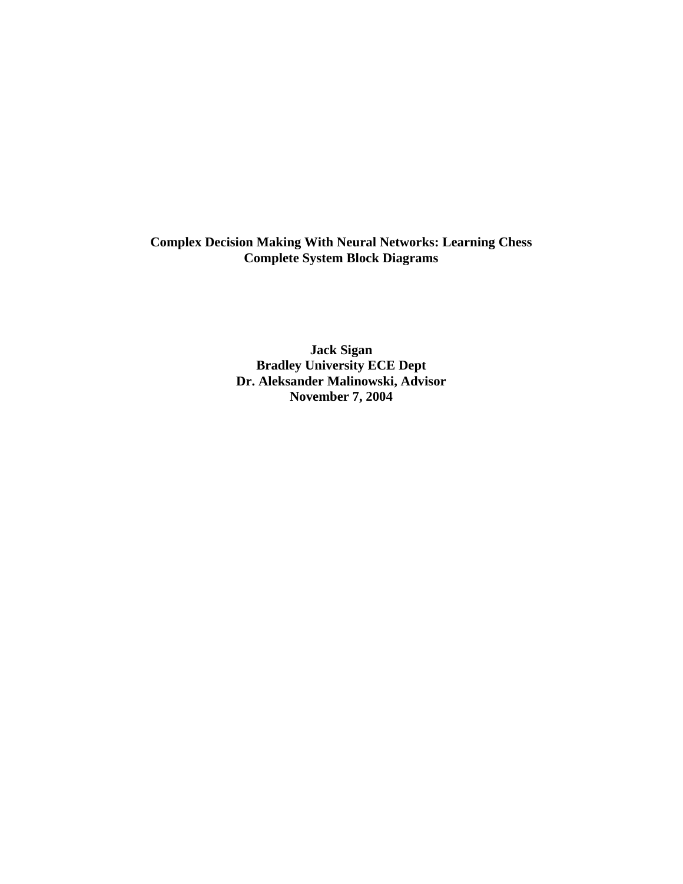**Complex Decision Making With Neural Networks: Learning Chess**
**Complete System Block Diagrams**

**Jack Sigan**
**Bradley University ECE Dept**
**Dr. Aleksander Malinowski, Advisor**
**November 7, 2004**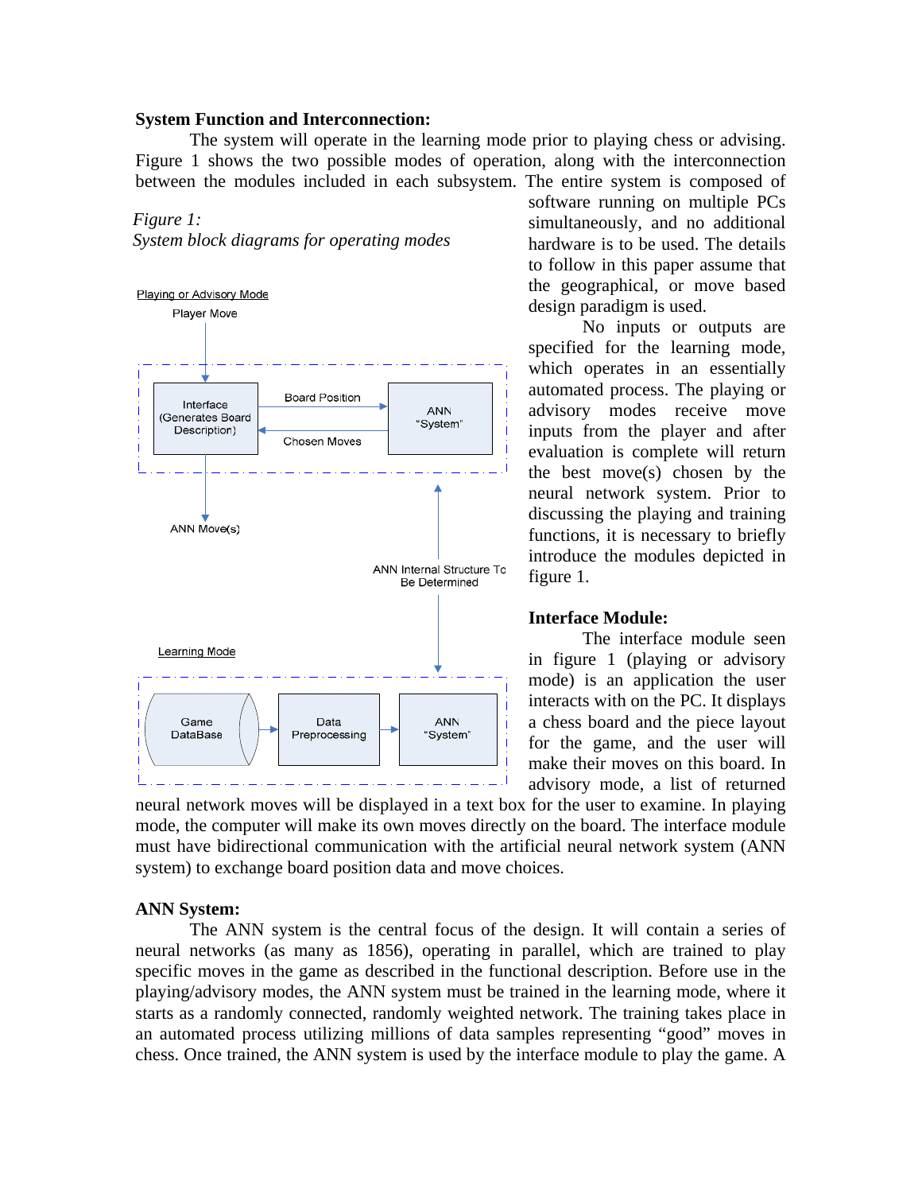**System Function and Interconnection:**

The system will operate in the learning mode prior to playing chess or advising. Figure 1 shows the two possible modes of operation, along with the interconnection between the modules included in each subsystem. The entire system is composed of software running on multiple PCs simultaneously, and no additional hardware is to be used. The details to follow in this paper assume that the geographical, or move based design paradigm is used.

*Figure 1:*
*System block diagrams for operating modes*

Playing or Advisory Mode

Player Move

Interface (Generates Board Description)

Board Position

Chosen Moves

ANN "System"

ANN Move(s)

ANN Internal Structure To Be Determined

Learning Mode

Game DataBase

Data Preprocessing

ANN "System"

No inputs or outputs are specified for the learning mode, which operates in an essentially automated process. The playing or advisory modes receive move inputs from the player and after evaluation is complete will return the best move(s) chosen by the neural network system. Prior to discussing the playing and training functions, it is necessary to briefly introduce the modules depicted in figure 1.

**Interface Module:**

The interface module seen in figure 1 (playing or advisory mode) is an application the user interacts with on the PC. It displays a chess board and the piece layout for the game, and the user will make their moves on this board. In advisory mode, a list of returned neural network moves will be displayed in a text box for the user to examine. In playing mode, the computer will make its own moves directly on the board. The interface module must have bidirectional communication with the artificial neural network system (ANN system) to exchange board position data and move choices.

**ANN System:**

The ANN system is the central focus of the design. It will contain a series of neural networks (as many as 1856), operating in parallel, which are trained to play specific moves in the game as described in the functional description. Before use in the playing/advisory modes, the ANN system must be trained in the learning mode, where it starts as a randomly connected, randomly weighted network. The training takes place in an automated process utilizing millions of data samples representing "good" moves in chess. Once trained, the ANN system is used by the interface module to play the game. A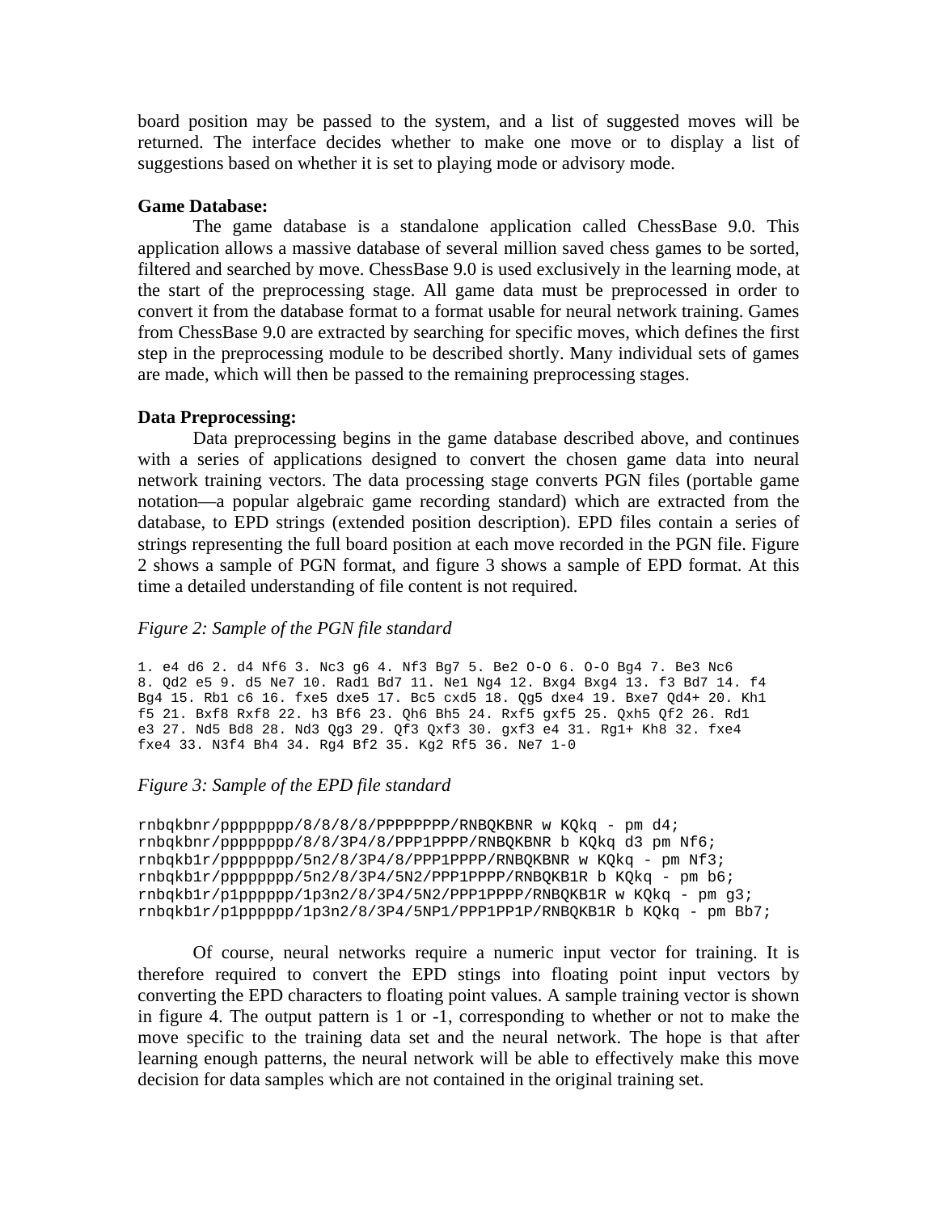board position may be passed to the system, and a list of suggested moves will be returned. The interface decides whether to make one move or to display a list of suggestions based on whether it is set to playing mode or advisory mode.

**Game Database:**

The game database is a standalone application called ChessBase 9.0. This application allows a massive database of several million saved chess games to be sorted, filtered and searched by move. ChessBase 9.0 is used exclusively in the learning mode, at the start of the preprocessing stage. All game data must be preprocessed in order to convert it from the database format to a format usable for neural network training. Games from ChessBase 9.0 are extracted by searching for specific moves, which defines the first step in the preprocessing module to be described shortly. Many individual sets of games are made, which will then be passed to the remaining preprocessing stages.

**Data Preprocessing:**

Data preprocessing begins in the game database described above, and continues with a series of applications designed to convert the chosen game data into neural network training vectors. The data processing stage converts PGN files (portable game notation—a popular algebraic game recording standard) which are extracted from the database, to EPD strings (extended position description). EPD files contain a series of strings representing the full board position at each move recorded in the PGN file. Figure 2 shows a sample of PGN format, and figure 3 shows a sample of EPD format. At this time a detailed understanding of file content is not required.

*Figure 2: Sample of the PGN file standard*

```
1. e4 d6 2. d4 Nf6 3. Nc3 g6 4. Nf3 Bg7 5. Be2 O-O 6. O-O Bg4 7. Be3 Nc6
8. Qd2 e5 9. d5 Ne7 10. Rad1 Bd7 11. Ne1 Ng4 12. Bxg4 Bxg4 13. f3 Bd7 14. f4
Bg4 15. Rb1 c6 16. fxe5 dxe5 17. Bc5 cxd5 18. Qg5 dxe4 19. Bxe7 Qd4+ 20. Kh1
f5 21. Bxf8 Rxf8 22. h3 Bf6 23. Qh6 Bh5 24. Rxf5 gxf5 25. Qxh5 Qf2 26. Rd1
e3 27. Nd5 Bd8 28. Nd3 Qg3 29. Qf3 Qxf3 30. gxf3 e4 31. Rg1+ Kh8 32. fxe4
fxe4 33. N3f4 Bh4 34. Rg4 Bf2 35. Kg2 Rf5 36. Ne7 1-0
```

*Figure 3: Sample of the EPD file standard*

```
rnbqkbnr/pppppppp/8/8/8/8/PPPPPPPP/RNBQKBNR w KQkq - pm d4;
rnbqkbnr/pppppppp/8/8/3P4/8/PPP1PPPP/RNBQKBNR b KQkq d3 pm Nf6;
rnbqkb1r/pppppppp/5n2/8/3P4/8/PPP1PPPP/RNBQKBNR w KQkq - pm Nf3;
rnbqkb1r/pppppppp/5n2/8/3P4/5N2/PPP1PPPP/RNBQKB1R b KQkq - pm b6;
rnbqkb1r/p1pppppp/1p3n2/8/3P4/5N2/PPP1PPPP/RNBQKB1R w KQkq - pm g3;
rnbqkb1r/p1pppppp/1p3n2/8/3P4/5NP1/PPP1PP1P/RNBQKB1R b KQkq - pm Bb7;
```

Of course, neural networks require a numeric input vector for training. It is therefore required to convert the EPD stings into floating point input vectors by converting the EPD characters to floating point values. A sample training vector is shown in figure 4. The output pattern is 1 or -1, corresponding to whether or not to make the move specific to the training data set and the neural network. The hope is that after learning enough patterns, the neural network will be able to effectively make this move decision for data samples which are not contained in the original training set.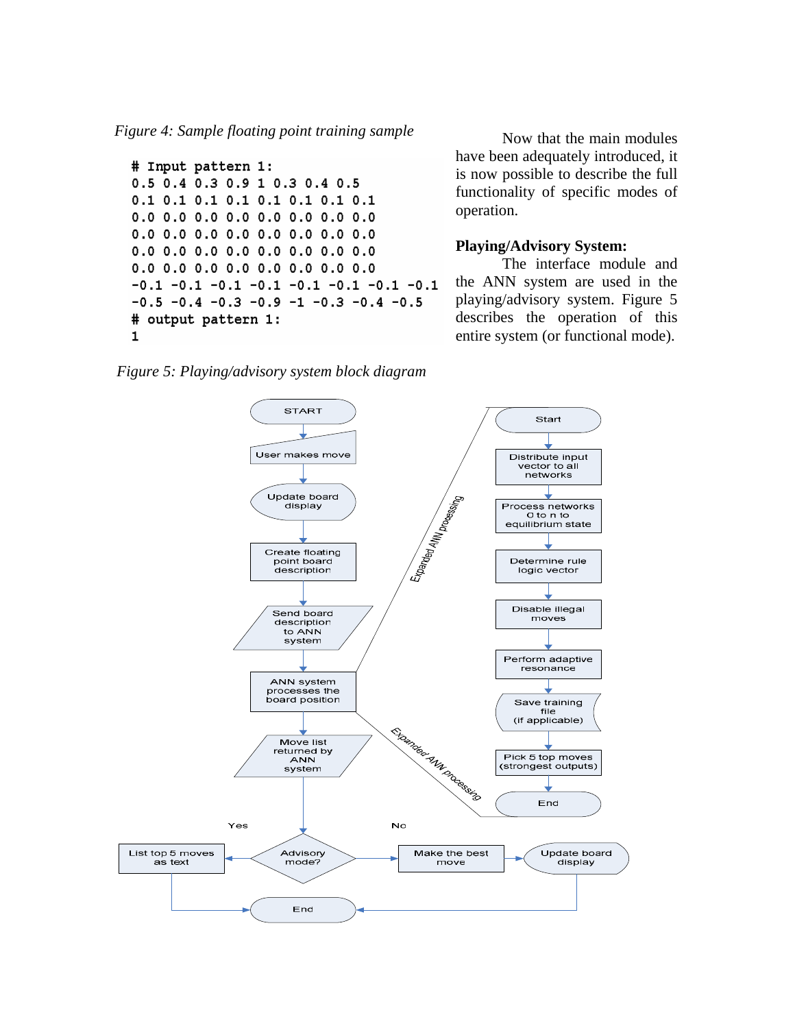*Figure 4: Sample floating point training sample*

```
# Input pattern 1:
0.5 0.4 0.3 0.9 1 0.3 0.4 0.5
0.1 0.1 0.1 0.1 0.1 0.1 0.1 0.1
0.0 0.0 0.0 0.0 0.0 0.0 0.0 0.0
0.0 0.0 0.0 0.0 0.0 0.0 0.0 0.0
0.0 0.0 0.0 0.0 0.0 0.0 0.0 0.0
0.0 0.0 0.0 0.0 0.0 0.0 0.0 0.0
-0.1 -0.1 -0.1 -0.1 -0.1 -0.1 -0.1 -0.1
-0.5 -0.4 -0.3 -0.9 -1 -0.3 -0.4 -0.5
# output pattern 1:
1
```

Now that the main modules have been adequately introduced, it is now possible to describe the full functionality of specific modes of operation.

**Playing/Advisory System:**

The interface module and the ANN system are used in the playing/advisory system. Figure 5 describes the operation of this entire system (or functional mode).

*Figure 5: Playing/advisory system block diagram*

START → User makes move → Update board display → Create floating point board description → Send board description to ANN system → ANN system processes the board position → Move list returned by ANN system → Advisory mode?

- Yes: List top 5 moves as text → End
- No: Make the best move → Update board display → End

Expanded ANN processing:

Start → Distribute input vector to all networks → Process networks 0 to n to equilibrium state → Determine rule logic vector → Disable illegal moves → Perform adaptive resonance → Save training file (if applicable) → Pick 5 top moves (strongest outputs) → End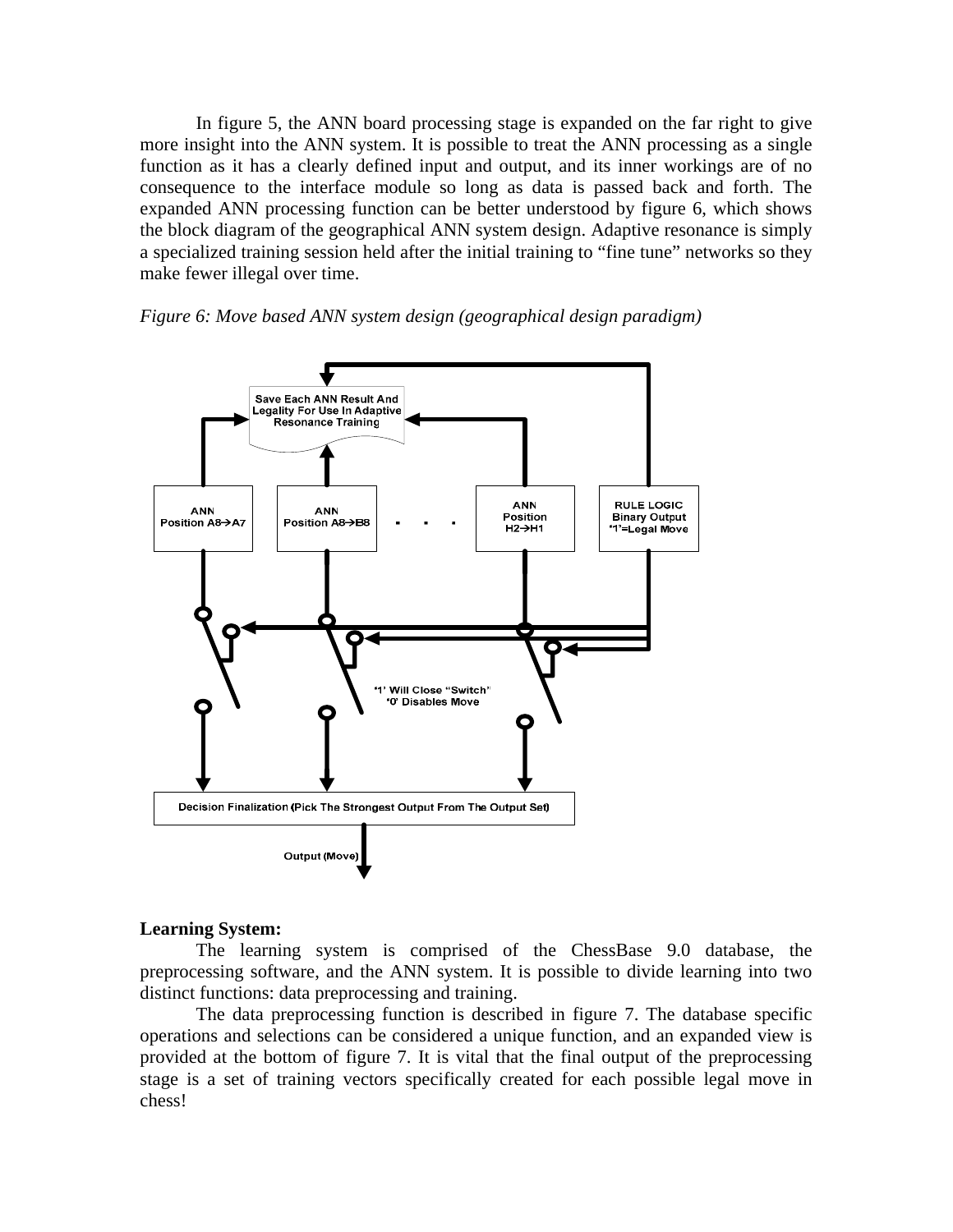In figure 5, the ANN board processing stage is expanded on the far right to give more insight into the ANN system. It is possible to treat the ANN processing as a single function as it has a clearly defined input and output, and its inner workings are of no consequence to the interface module so long as data is passed back and forth. The expanded ANN processing function can be better understood by figure 6, which shows the block diagram of the geographical ANN system design. Adaptive resonance is simply a specialized training session held after the initial training to "fine tune" networks so they make fewer illegal over time.

*Figure 6: Move based ANN system design (geographical design paradigm)*

**Learning System:**

The learning system is comprised of the ChessBase 9.0 database, the preprocessing software, and the ANN system. It is possible to divide learning into two distinct functions: data preprocessing and training.

The data preprocessing function is described in figure 7. The database specific operations and selections can be considered a unique function, and an expanded view is provided at the bottom of figure 7. It is vital that the final output of the preprocessing stage is a set of training vectors specifically created for each possible legal move in chess!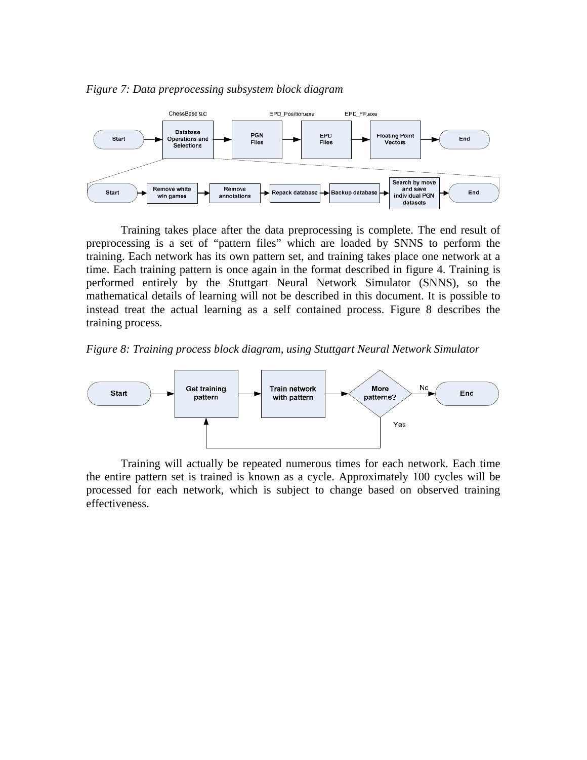*Figure 7: Data preprocessing subsystem block diagram*

ChessBase 9.0
EPD_Position.exe
EPD_FP.exe
Start
Database Operations and Selections
PGN Files
EPD Files
Floating Point Vectors
End
Start
Remove white win games
Remove annotations
Repack database
Backup database
Search by move and save individual PGN datasets
End

Training takes place after the data preprocessing is complete. The end result of preprocessing is a set of "pattern files" which are loaded by SNNS to perform the training. Each network has its own pattern set, and training takes place one network at a time. Each training pattern is once again in the format described in figure 4. Training is performed entirely by the Stuttgart Neural Network Simulator (SNNS), so the mathematical details of learning will not be described in this document. It is possible to instead treat the actual learning as a self contained process. Figure 8 describes the training process.

*Figure 8: Training process block diagram, using Stuttgart Neural Network Simulator*

Start
Get training pattern
Train network with pattern
More patterns?
No
End
Yes

Training will actually be repeated numerous times for each network. Each time the entire pattern set is trained is known as a cycle. Approximately 100 cycles will be processed for each network, which is subject to change based on observed training effectiveness.